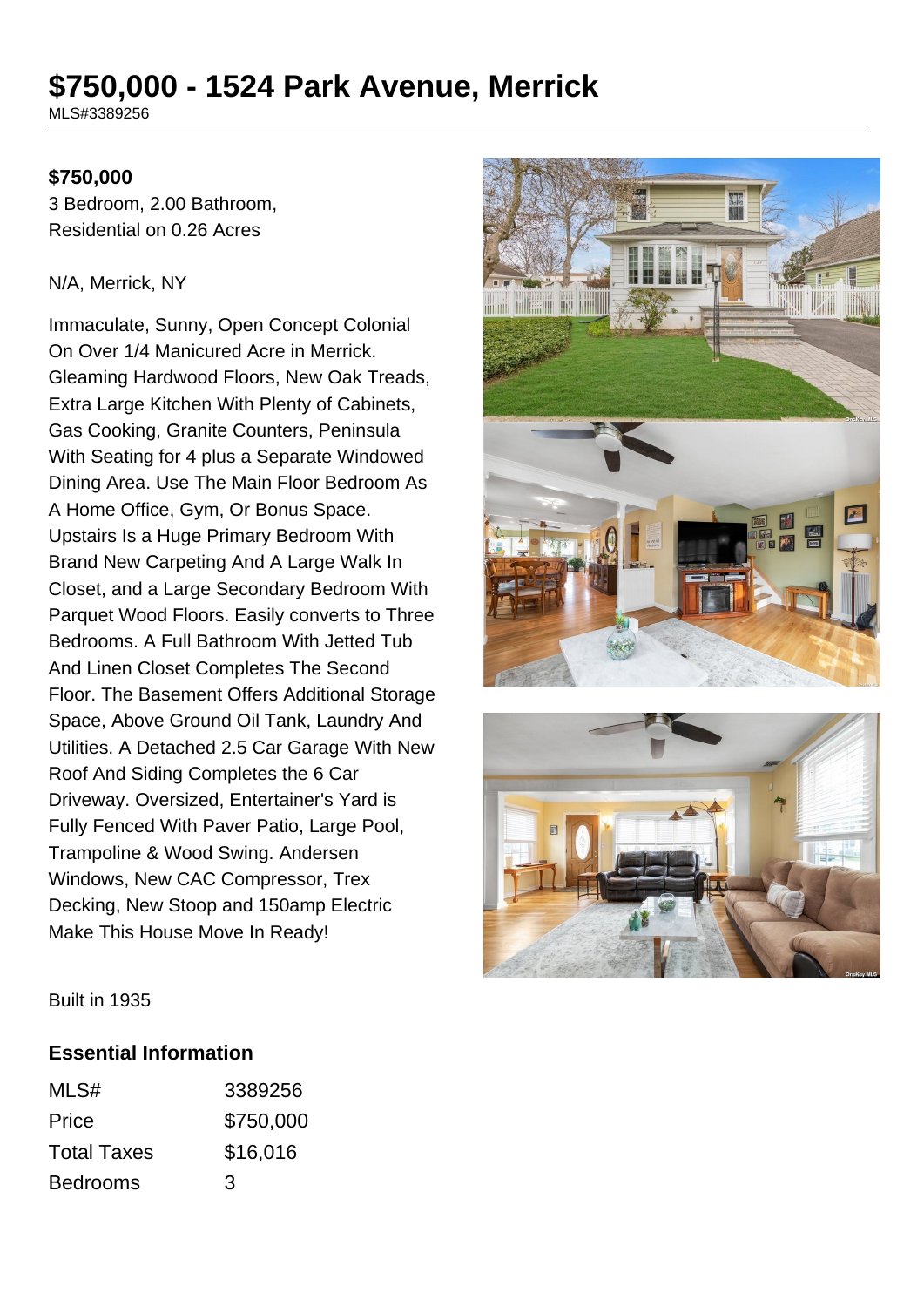# $750,000 - 1524 Park Avenue, Merrick

MLS#3389256

**$750,000**

3 Bedroom, 2.00 Bathroom,
Residential on 0.26 Acres

N/A, Merrick, NY

Immaculate, Sunny, Open Concept Colonial On Over 1/4 Manicured Acre in Merrick. Gleaming Hardwood Floors, New Oak Treads, Extra Large Kitchen With Plenty of Cabinets, Gas Cooking, Granite Counters, Peninsula With Seating for 4 plus a Separate Windowed Dining Area. Use The Main Floor Bedroom As A Home Office, Gym, Or Bonus Space. Upstairs Is a Huge Primary Bedroom With Brand New Carpeting And A Large Walk In Closet, and a Large Secondary Bedroom With Parquet Wood Floors. Easily converts to Three Bedrooms. A Full Bathroom With Jetted Tub And Linen Closet Completes The Second Floor. The Basement Offers Additional Storage Space, Above Ground Oil Tank, Laundry And Utilities. A Detached 2.5 Car Garage With New Roof And Siding Completes the 6 Car Driveway. Oversized, Entertainer's Yard is Fully Fenced With Paver Patio, Large Pool, Trampoline & Wood Swing. Andersen Windows, New CAC Compressor, Trex Decking, New Stoop and 150amp Electric Make This House Move In Ready!

Built in 1935

## Essential Information

| | |
|---|---|
| MLS# | 3389256 |
| Price | $750,000 |
| Total Taxes | $16,016 |
| Bedrooms | 3 |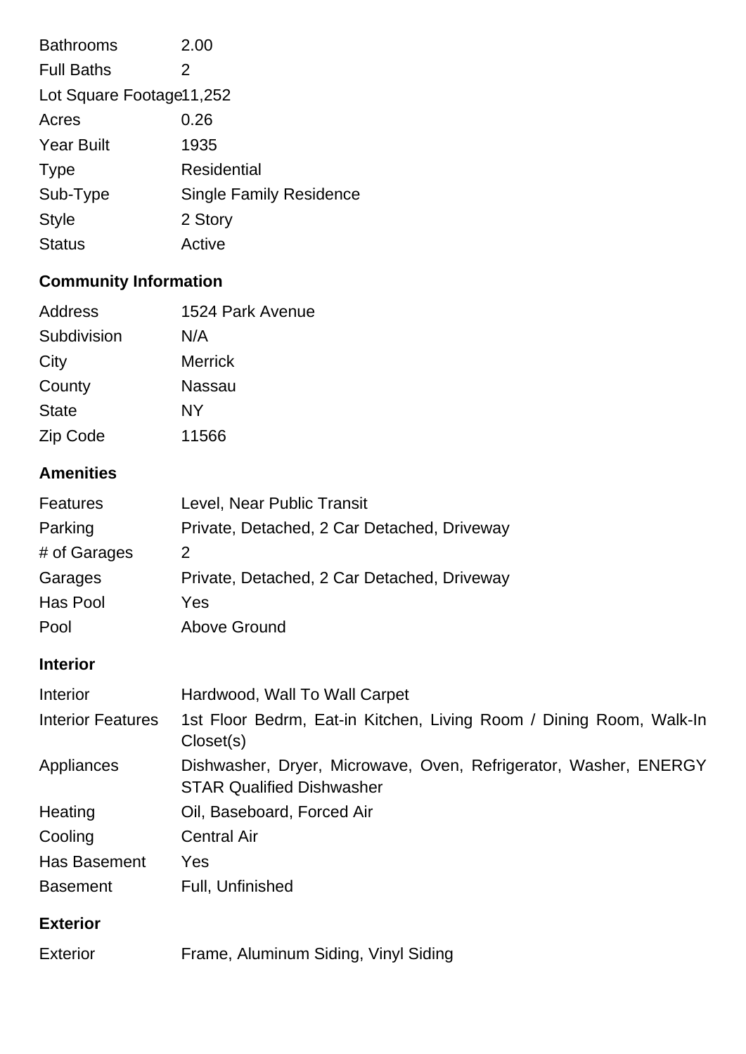| | |
|---|---|
| Bathrooms | 2.00 |
| Full Baths | 2 |
| Lot Square Footage | 11,252 |
| Acres | 0.26 |
| Year Built | 1935 |
| Type | Residential |
| Sub-Type | Single Family Residence |
| Style | 2 Story |
| Status | Active |

## Community Information

| | |
|---|---|
| Address | 1524 Park Avenue |
| Subdivision | N/A |
| City | Merrick |
| County | Nassau |
| State | NY |
| Zip Code | 11566 |

## Amenities

| | |
|---|---|
| Features | Level, Near Public Transit |
| Parking | Private, Detached, 2 Car Detached, Driveway |
| # of Garages | 2 |
| Garages | Private, Detached, 2 Car Detached, Driveway |
| Has Pool | Yes |
| Pool | Above Ground |

## Interior

| | |
|---|---|
| Interior | Hardwood, Wall To Wall Carpet |
| Interior Features | 1st Floor Bedrm, Eat-in Kitchen, Living Room / Dining Room, Walk-In Closet(s) |
| Appliances | Dishwasher, Dryer, Microwave, Oven, Refrigerator, Washer, ENERGY STAR Qualified Dishwasher |
| Heating | Oil, Baseboard, Forced Air |
| Cooling | Central Air |
| Has Basement | Yes |
| Basement | Full, Unfinished |

## Exterior

| | |
|---|---|
| Exterior | Frame, Aluminum Siding, Vinyl Siding |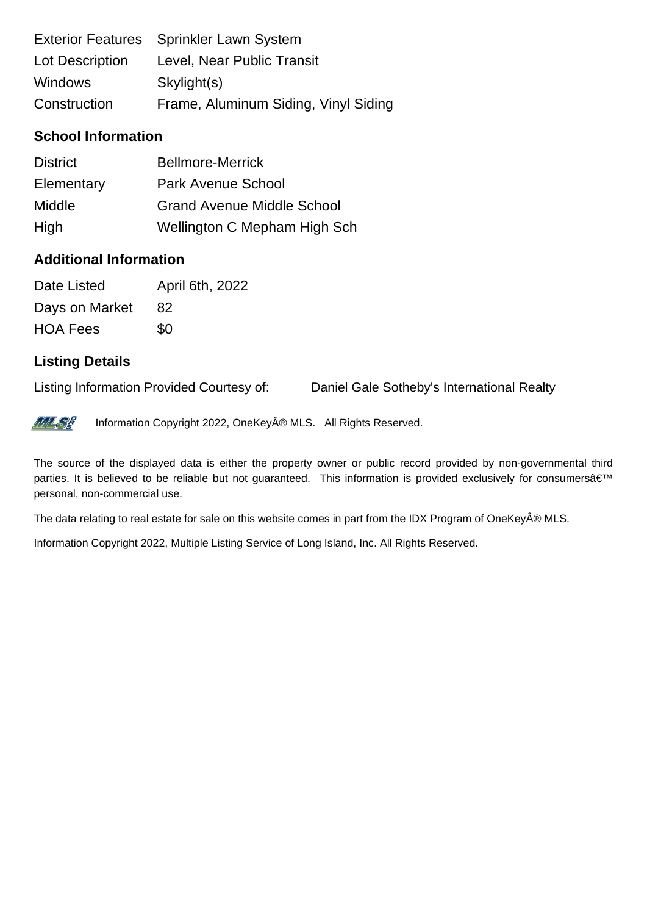| | |
|---|---|
| Exterior Features | Sprinkler Lawn System |
| Lot Description | Level, Near Public Transit |
| Windows | Skylight(s) |
| Construction | Frame, Aluminum Siding, Vinyl Siding |

## School Information

| | |
|---|---|
| District | Bellmore-Merrick |
| Elementary | Park Avenue School |
| Middle | Grand Avenue Middle School |
| High | Wellington C Mepham High Sch |

## Additional Information

| | |
|---|---|
| Date Listed | April 6th, 2022 |
| Days on Market | 82 |
| HOA Fees | $0 |

## Listing Details

Listing Information Provided Courtesy of: Daniel Gale Sotheby's International Realty

Information Copyright 2022, OneKeyÂ® MLS. All Rights Reserved.

The source of the displayed data is either the property owner or public record provided by non-governmental third parties. It is believed to be reliable but not guaranteed. This information is provided exclusively for consumersâ€™ personal, non-commercial use.

The data relating to real estate for sale on this website comes in part from the IDX Program of OneKeyÂ® MLS.

Information Copyright 2022, Multiple Listing Service of Long Island, Inc. All Rights Reserved.